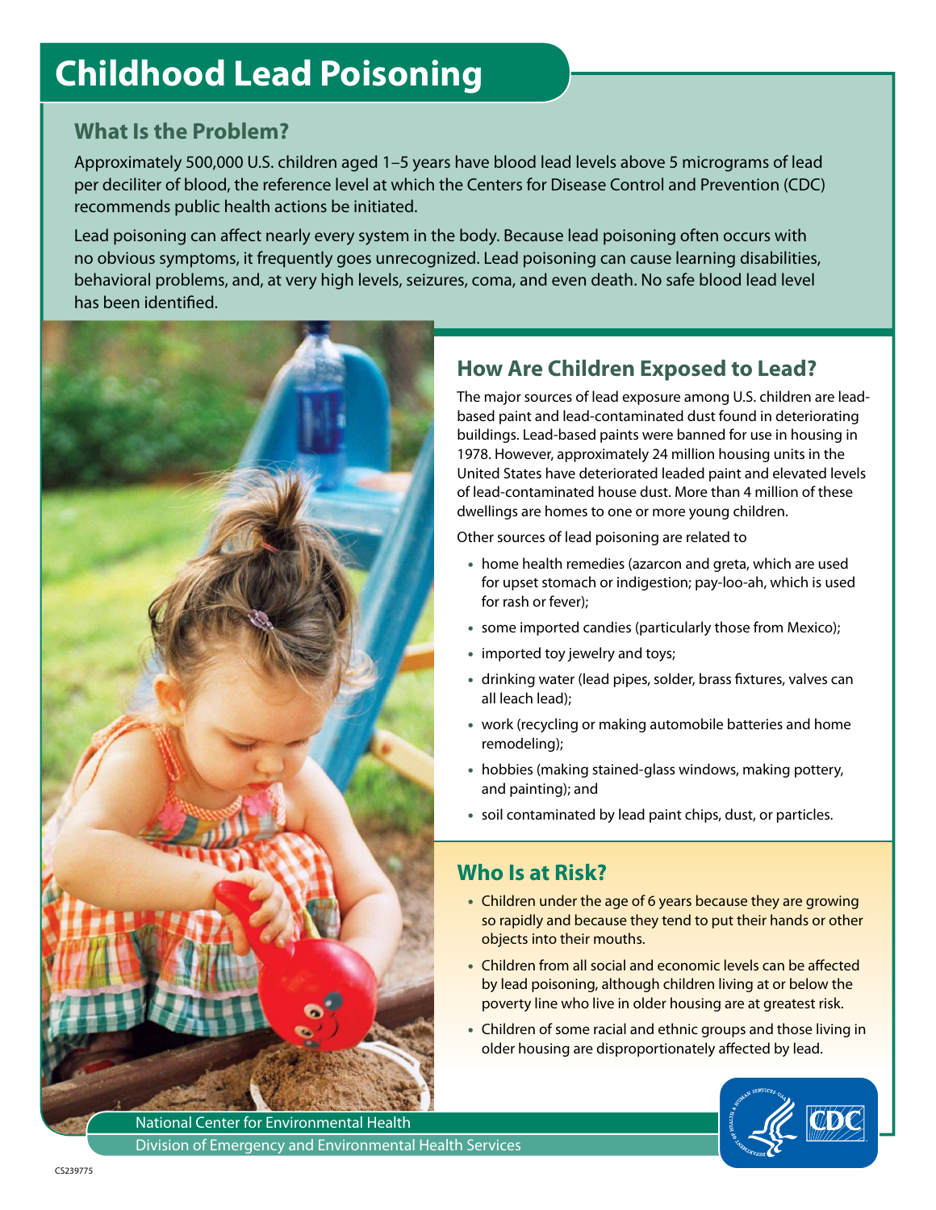# Childhood Lead Poisoning

## What Is the Problem?

Approximately 500,000 U.S. children aged 1–5 years have blood lead levels above 5 micrograms of lead per deciliter of blood, the reference level at which the Centers for Disease Control and Prevention (CDC) recommends public health actions be initiated.

Lead poisoning can affect nearly every system in the body. Because lead poisoning often occurs with no obvious symptoms, it frequently goes unrecognized. Lead poisoning can cause learning disabilities, behavioral problems, and, at very high levels, seizures, coma, and even death. No safe blood lead level has been identified.

## How Are Children Exposed to Lead?

The major sources of lead exposure among U.S. children are lead-based paint and lead-contaminated dust found in deteriorating buildings. Lead-based paints were banned for use in housing in 1978. However, approximately 24 million housing units in the United States have deteriorated leaded paint and elevated levels of lead-contaminated house dust. More than 4 million of these dwellings are homes to one or more young children.

Other sources of lead poisoning are related to

- home health remedies (azarcon and greta, which are used for upset stomach or indigestion; pay-loo-ah, which is used for rash or fever);
- some imported candies (particularly those from Mexico);
- imported toy jewelry and toys;
- drinking water (lead pipes, solder, brass fixtures, valves can all leach lead);
- work (recycling or making automobile batteries and home remodeling);
- hobbies (making stained-glass windows, making pottery, and painting); and
- soil contaminated by lead paint chips, dust, or particles.

## Who Is at Risk?

- Children under the age of 6 years because they are growing so rapidly and because they tend to put their hands or other objects into their mouths.
- Children from all social and economic levels can be affected by lead poisoning, although children living at or below the poverty line who live in older housing are at greatest risk.
- Children of some racial and ethnic groups and those living in older housing are disproportionately affected by lead.

National Center for Environmental Health
Division of Emergency and Environmental Health Services

CS239775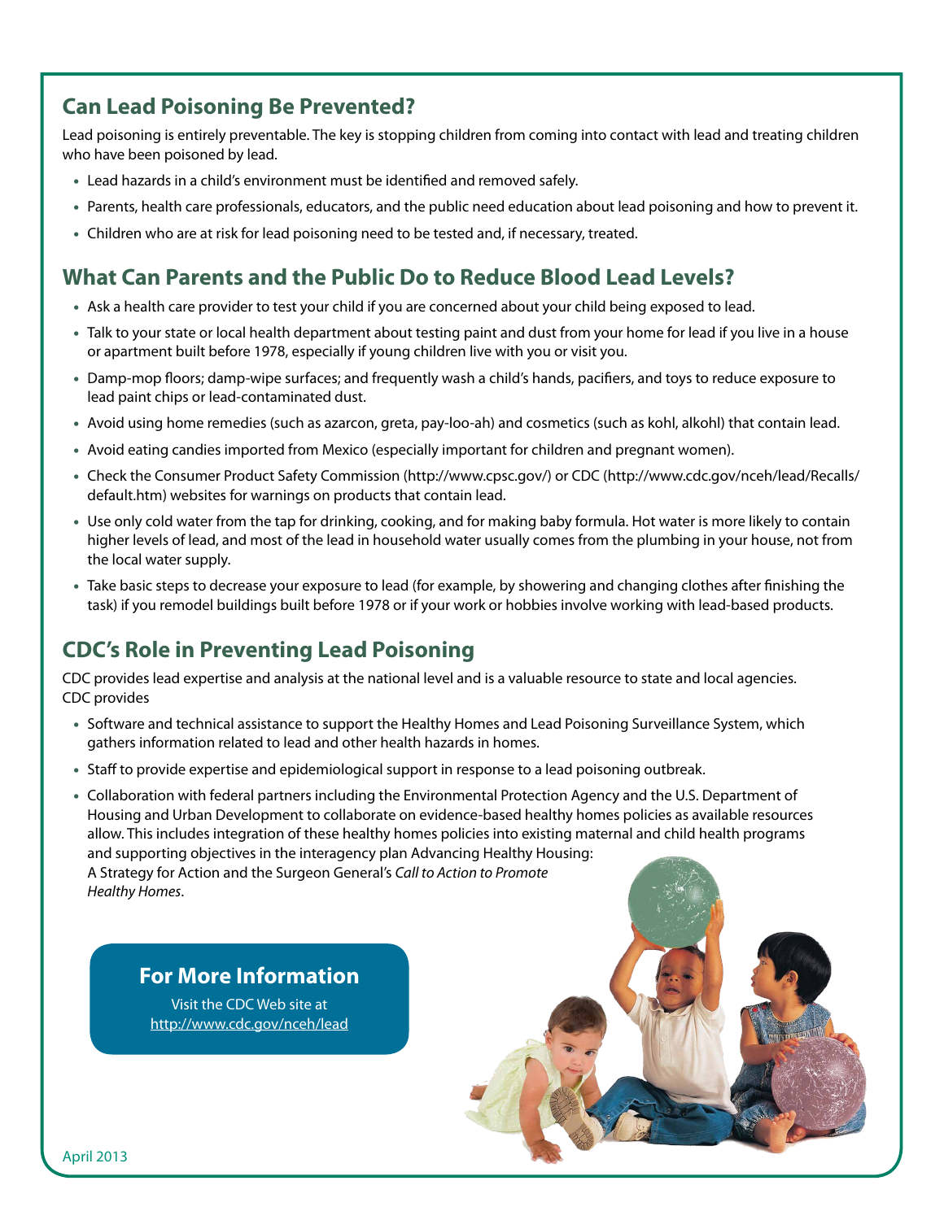## Can Lead Poisoning Be Prevented?

Lead poisoning is entirely preventable. The key is stopping children from coming into contact with lead and treating children who have been poisoned by lead.

- Lead hazards in a child's environment must be identified and removed safely.
- Parents, health care professionals, educators, and the public need education about lead poisoning and how to prevent it.
- Children who are at risk for lead poisoning need to be tested and, if necessary, treated.

## What Can Parents and the Public Do to Reduce Blood Lead Levels?

- Ask a health care provider to test your child if you are concerned about your child being exposed to lead.
- Talk to your state or local health department about testing paint and dust from your home for lead if you live in a house or apartment built before 1978, especially if young children live with you or visit you.
- Damp-mop floors; damp-wipe surfaces; and frequently wash a child's hands, pacifiers, and toys to reduce exposure to lead paint chips or lead-contaminated dust.
- Avoid using home remedies (such as azarcon, greta, pay-loo-ah) and cosmetics (such as kohl, alkohl) that contain lead.
- Avoid eating candies imported from Mexico (especially important for children and pregnant women).
- Check the Consumer Product Safety Commission (http://www.cpsc.gov/) or CDC (http://www.cdc.gov/nceh/lead/Recalls/default.htm) websites for warnings on products that contain lead.
- Use only cold water from the tap for drinking, cooking, and for making baby formula. Hot water is more likely to contain higher levels of lead, and most of the lead in household water usually comes from the plumbing in your house, not from the local water supply.
- Take basic steps to decrease your exposure to lead (for example, by showering and changing clothes after finishing the task) if you remodel buildings built before 1978 or if your work or hobbies involve working with lead-based products.

## CDC's Role in Preventing Lead Poisoning

CDC provides lead expertise and analysis at the national level and is a valuable resource to state and local agencies. CDC provides

- Software and technical assistance to support the Healthy Homes and Lead Poisoning Surveillance System, which gathers information related to lead and other health hazards in homes.
- Staff to provide expertise and epidemiological support in response to a lead poisoning outbreak.
- Collaboration with federal partners including the Environmental Protection Agency and the U.S. Department of Housing and Urban Development to collaborate on evidence-based healthy homes policies as available resources allow. This includes integration of these healthy homes policies into existing maternal and child health programs and supporting objectives in the interagency plan Advancing Healthy Housing: A Strategy for Action and the Surgeon General's *Call to Action to Promote Healthy Homes*.

### For More Information

Visit the CDC Web site at http://www.cdc.gov/nceh/lead

April 2013